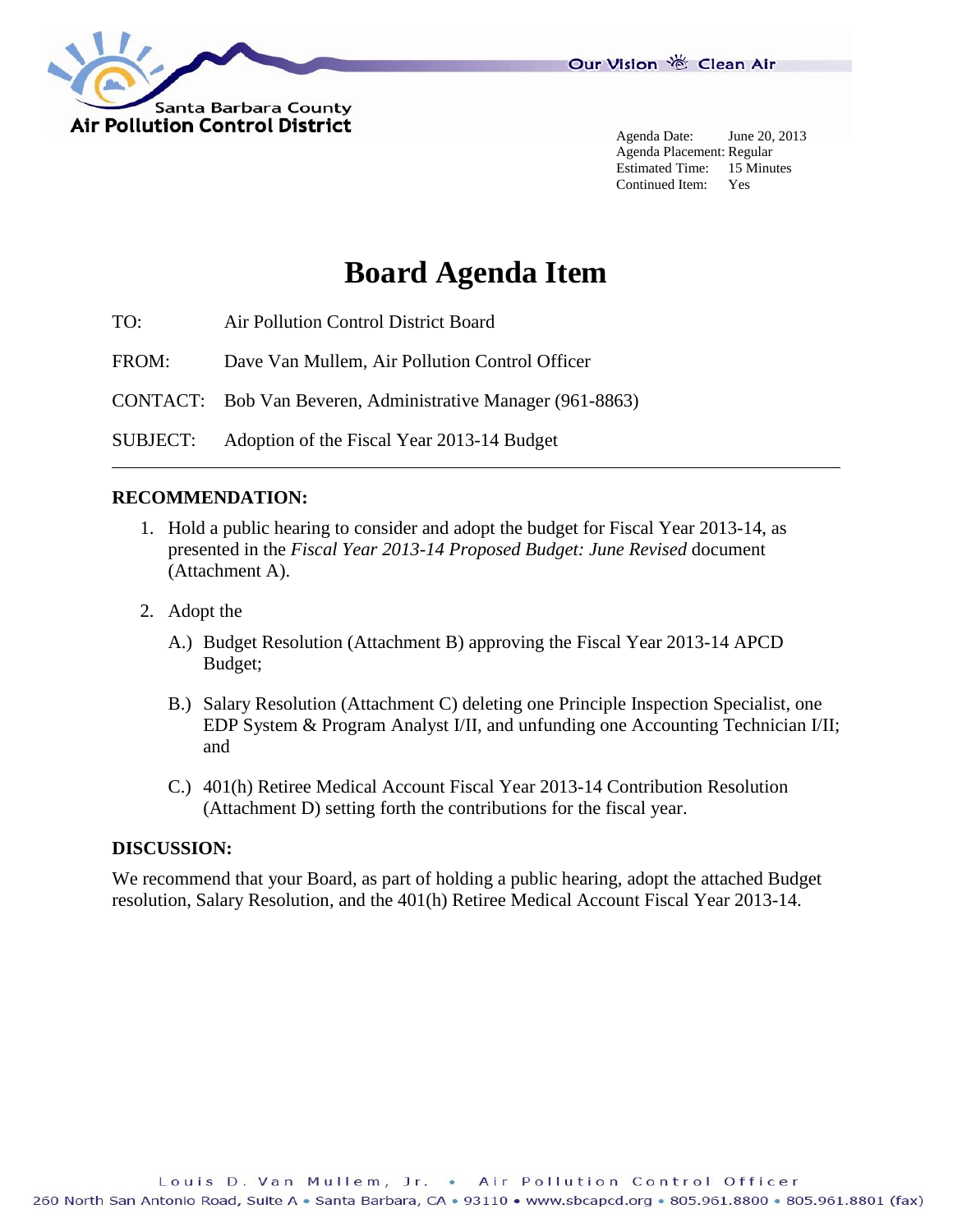Santa Barbara County
Air Pollution Control District

Our Vision Clean Air

Agenda Date: June 20, 2013
Agenda Placement: Regular
Estimated Time: 15 Minutes
Continued Item: Yes

# Board Agenda Item

TO: Air Pollution Control District Board

FROM: Dave Van Mullem, Air Pollution Control Officer

CONTACT: Bob Van Beveren, Administrative Manager (961-8863)

SUBJECT: Adoption of the Fiscal Year 2013-14 Budget

---

**RECOMMENDATION:**

1. Hold a public hearing to consider and adopt the budget for Fiscal Year 2013-14, as presented in the *Fiscal Year 2013-14 Proposed Budget: June Revised* document (Attachment A).

2. Adopt the

   A.) Budget Resolution (Attachment B) approving the Fiscal Year 2013-14 APCD Budget;

   B.) Salary Resolution (Attachment C) deleting one Principle Inspection Specialist, one EDP System & Program Analyst I/II, and unfunding one Accounting Technician I/II; and

   C.) 401(h) Retiree Medical Account Fiscal Year 2013-14 Contribution Resolution (Attachment D) setting forth the contributions for the fiscal year.

**DISCUSSION:**

We recommend that your Board, as part of holding a public hearing, adopt the attached Budget resolution, Salary Resolution, and the 401(h) Retiree Medical Account Fiscal Year 2013-14.

Louis D. Van Mullem, Jr. • Air Pollution Control Officer
260 North San Antonio Road, Suite A • Santa Barbara, CA • 93110 • www.sbcapcd.org • 805.961.8800 • 805.961.8801 (fax)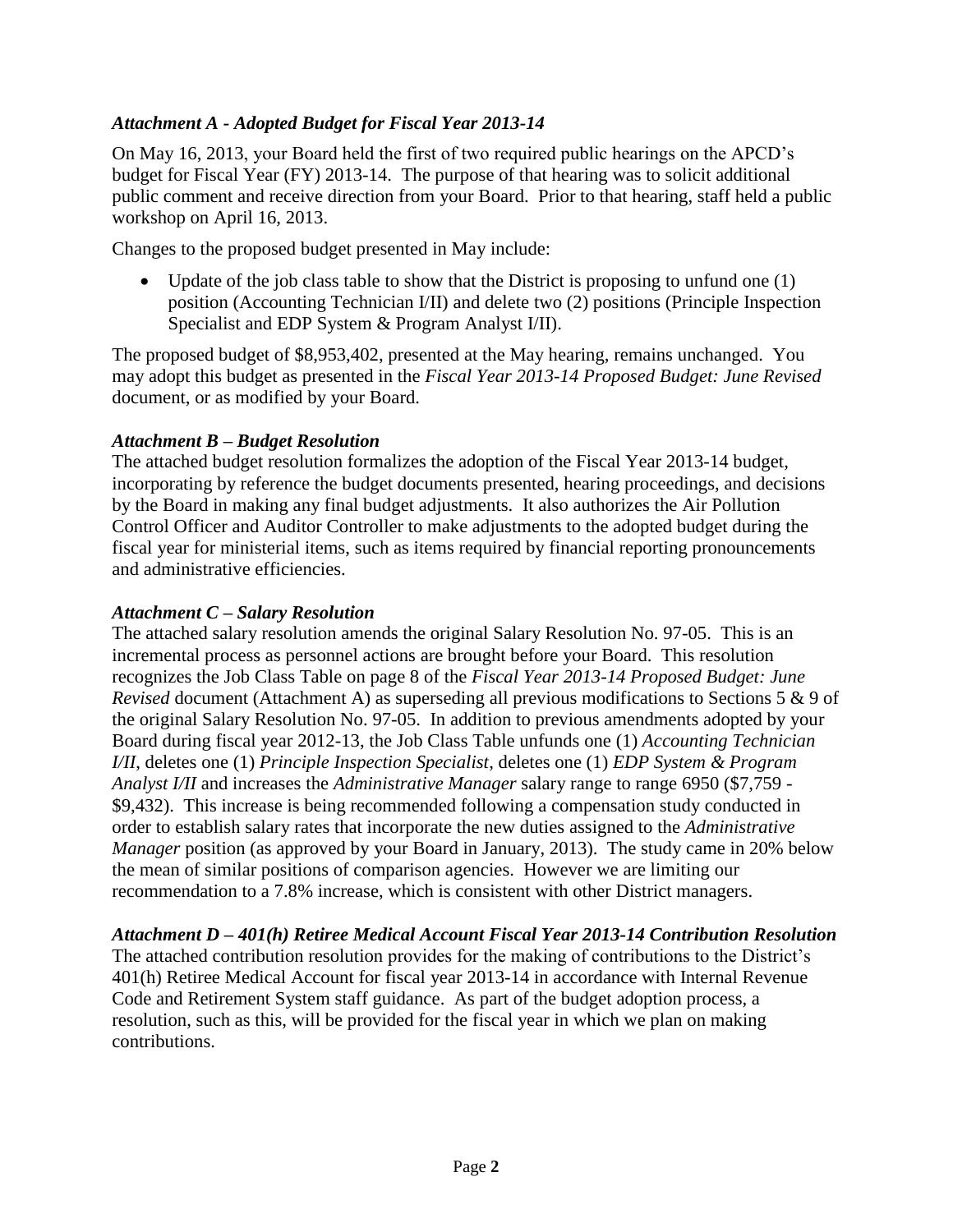### *Attachment A - Adopted Budget for Fiscal Year 2013-14*

On May 16, 2013, your Board held the first of two required public hearings on the APCD's budget for Fiscal Year (FY) 2013-14. The purpose of that hearing was to solicit additional public comment and receive direction from your Board. Prior to that hearing, staff held a public workshop on April 16, 2013.

Changes to the proposed budget presented in May include:

- Update of the job class table to show that the District is proposing to unfund one (1) position (Accounting Technician I/II) and delete two (2) positions (Principle Inspection Specialist and EDP System & Program Analyst I/II).

The proposed budget of $8,953,402, presented at the May hearing, remains unchanged. You may adopt this budget as presented in the *Fiscal Year 2013-14 Proposed Budget: June Revised* document, or as modified by your Board.

### *Attachment B – Budget Resolution*

The attached budget resolution formalizes the adoption of the Fiscal Year 2013-14 budget, incorporating by reference the budget documents presented, hearing proceedings, and decisions by the Board in making any final budget adjustments. It also authorizes the Air Pollution Control Officer and Auditor Controller to make adjustments to the adopted budget during the fiscal year for ministerial items, such as items required by financial reporting pronouncements and administrative efficiencies.

### *Attachment C – Salary Resolution*

The attached salary resolution amends the original Salary Resolution No. 97-05. This is an incremental process as personnel actions are brought before your Board. This resolution recognizes the Job Class Table on page 8 of the *Fiscal Year 2013-14 Proposed Budget: June Revised* document (Attachment A) as superseding all previous modifications to Sections 5 & 9 of the original Salary Resolution No. 97-05. In addition to previous amendments adopted by your Board during fiscal year 2012-13, the Job Class Table unfunds one (1) *Accounting Technician I/II*, deletes one (1) *Principle Inspection Specialist*, deletes one (1) *EDP System & Program Analyst I/II* and increases the *Administrative Manager* salary range to range 6950 ($7,759 - $9,432). This increase is being recommended following a compensation study conducted in order to establish salary rates that incorporate the new duties assigned to the *Administrative Manager* position (as approved by your Board in January, 2013). The study came in 20% below the mean of similar positions of comparison agencies. However we are limiting our recommendation to a 7.8% increase, which is consistent with other District managers.

### *Attachment D – 401(h) Retiree Medical Account Fiscal Year 2013-14 Contribution Resolution*

The attached contribution resolution provides for the making of contributions to the District's 401(h) Retiree Medical Account for fiscal year 2013-14 in accordance with Internal Revenue Code and Retirement System staff guidance. As part of the budget adoption process, a resolution, such as this, will be provided for the fiscal year in which we plan on making contributions.